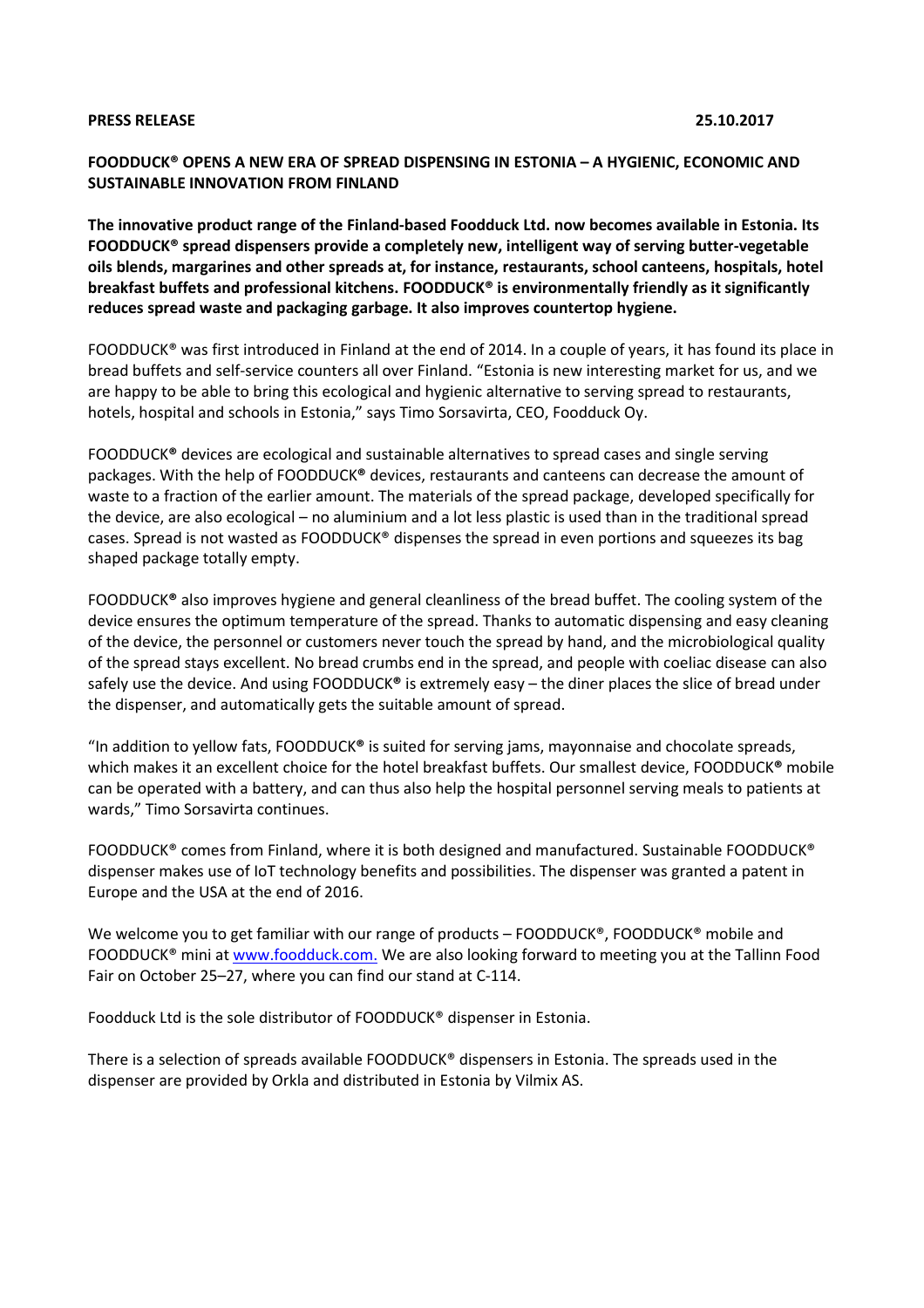**PRESS RELEASE** **25.10.2017**

# FOODDUCK® OPENS A NEW ERA OF SPREAD DISPENSING IN ESTONIA – A HYGIENIC, ECONOMIC AND SUSTAINABLE INNOVATION FROM FINLAND

**The innovative product range of the Finland-based Foodduck Ltd. now becomes available in Estonia. Its FOODDUCK® spread dispensers provide a completely new, intelligent way of serving butter-vegetable oils blends, margarines and other spreads at, for instance, restaurants, school canteens, hospitals, hotel breakfast buffets and professional kitchens. FOODDUCK® is environmentally friendly as it significantly reduces spread waste and packaging garbage. It also improves countertop hygiene.**

FOODDUCK® was first introduced in Finland at the end of 2014. In a couple of years, it has found its place in bread buffets and self-service counters all over Finland. "Estonia is new interesting market for us, and we are happy to be able to bring this ecological and hygienic alternative to serving spread to restaurants, hotels, hospital and schools in Estonia," says Timo Sorsavirta, CEO, Foodduck Oy.

FOODDUCK® devices are ecological and sustainable alternatives to spread cases and single serving packages. With the help of FOODDUCK® devices, restaurants and canteens can decrease the amount of waste to a fraction of the earlier amount. The materials of the spread package, developed specifically for the device, are also ecological – no aluminium and a lot less plastic is used than in the traditional spread cases. Spread is not wasted as FOODDUCK® dispenses the spread in even portions and squeezes its bag shaped package totally empty.

FOODDUCK® also improves hygiene and general cleanliness of the bread buffet. The cooling system of the device ensures the optimum temperature of the spread. Thanks to automatic dispensing and easy cleaning of the device, the personnel or customers never touch the spread by hand, and the microbiological quality of the spread stays excellent. No bread crumbs end in the spread, and people with coeliac disease can also safely use the device. And using FOODDUCK® is extremely easy – the diner places the slice of bread under the dispenser, and automatically gets the suitable amount of spread.

"In addition to yellow fats, FOODDUCK® is suited for serving jams, mayonnaise and chocolate spreads, which makes it an excellent choice for the hotel breakfast buffets. Our smallest device, FOODDUCK® mobile can be operated with a battery, and can thus also help the hospital personnel serving meals to patients at wards," Timo Sorsavirta continues.

FOODDUCK® comes from Finland, where it is both designed and manufactured. Sustainable FOODDUCK® dispenser makes use of IoT technology benefits and possibilities. The dispenser was granted a patent in Europe and the USA at the end of 2016.

We welcome you to get familiar with our range of products – FOODDUCK®, FOODDUCK® mobile and FOODDUCK® mini at [www.foodduck.com.](http://www.foodduck.com) We are also looking forward to meeting you at the Tallinn Food Fair on October 25–27, where you can find our stand at C-114.

Foodduck Ltd is the sole distributor of FOODDUCK® dispenser in Estonia.

There is a selection of spreads available FOODDUCK® dispensers in Estonia. The spreads used in the dispenser are provided by Orkla and distributed in Estonia by Vilmix AS.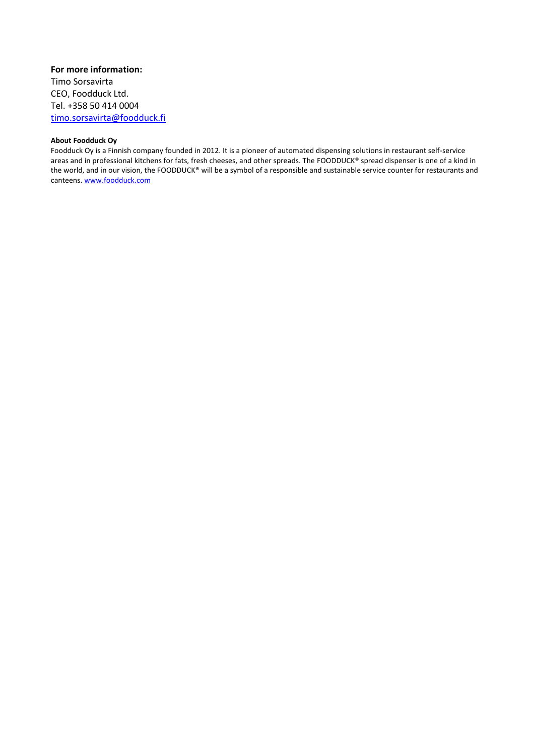**For more information:**
Timo Sorsavirta
CEO, Foodduck Ltd.
Tel. +358 50 414 0004
timo.sorsavirta@foodduck.fi

**About Foodduck Oy**

Foodduck Oy is a Finnish company founded in 2012. It is a pioneer of automated dispensing solutions in restaurant self-service areas and in professional kitchens for fats, fresh cheeses, and other spreads. The FOODDUCK® spread dispenser is one of a kind in the world, and in our vision, the FOODDUCK® will be a symbol of a responsible and sustainable service counter for restaurants and canteens. www.foodduck.com